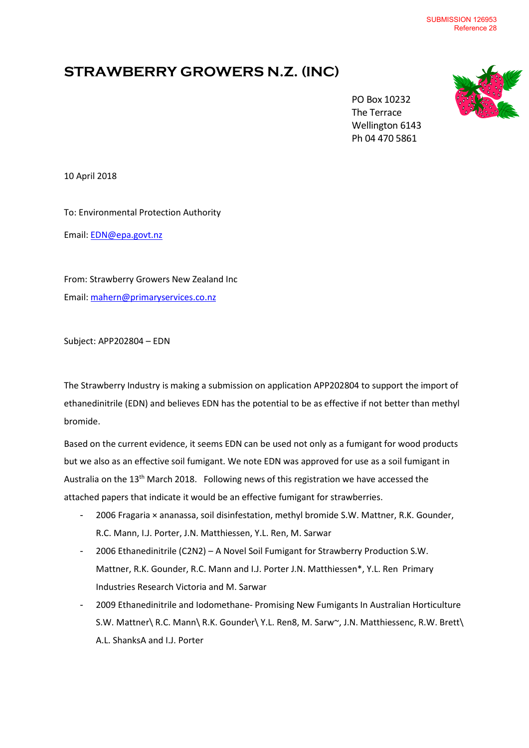SUBMISSION 126953
Reference 28

# STRAWBERRY GROWERS N.Z. (INC)

PO Box 10232
The Terrace
Wellington 6143
Ph 04 470 5861

10 April 2018

To: Environmental Protection Authority

Email: EDN@epa.govt.nz

From: Strawberry Growers New Zealand Inc

Email: mahern@primaryservices.co.nz

Subject: APP202804 – EDN

The Strawberry Industry is making a submission on application APP202804 to support the import of ethanedinitrile (EDN) and believes EDN has the potential to be as effective if not better than methyl bromide.

Based on the current evidence, it seems EDN can be used not only as a fumigant for wood products but we also as an effective soil fumigant. We note EDN was approved for use as a soil fumigant in Australia on the 13th March 2018. Following news of this registration we have accessed the attached papers that indicate it would be an effective fumigant for strawberries.

- 2006 Fragaria × ananassa, soil disinfestation, methyl bromide S.W. Mattner, R.K. Gounder, R.C. Mann, I.J. Porter, J.N. Matthiessen, Y.L. Ren, M. Sarwar
- 2006 Ethanedinitrile ($C2N2$) – A Novel Soil Fumigant for Strawberry Production S.W. Mattner, R.K. Gounder, R.C. Mann and I.J. Porter J.N. Matthiessen*, Y.L. Ren Primary Industries Research Victoria and M. Sarwar
- 2009 Ethanedinitrile and Iodomethane- Promising New Fumigants In Australian Horticulture S.W. Mattner\ R.C. Mann\ R.K. Gounder\ Y.L. Ren8, M. Sarw~, J.N. Matthiessenc, R.W. Brett\ A.L. ShanksA and I.J. Porter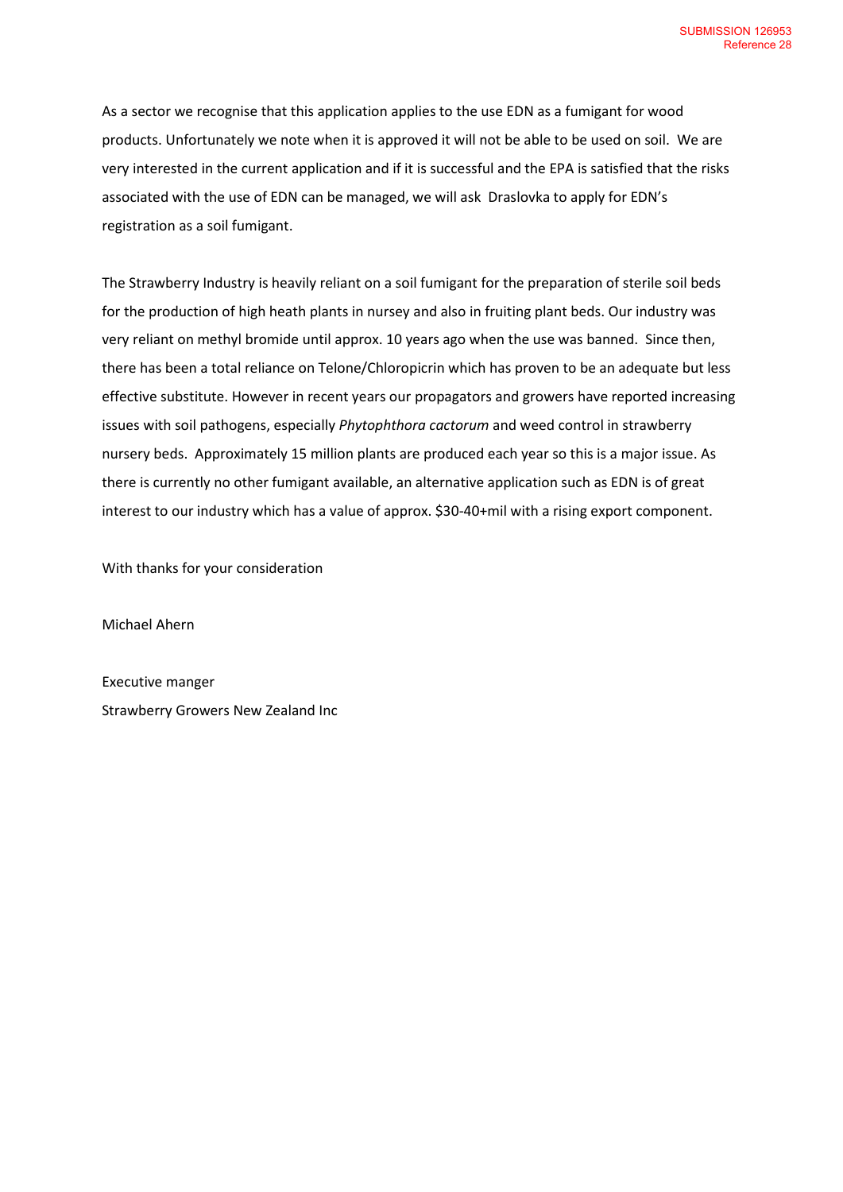As a sector we recognise that this application applies to the use EDN as a fumigant for wood products. Unfortunately we note when it is approved it will not be able to be used on soil. We are very interested in the current application and if it is successful and the EPA is satisfied that the risks associated with the use of EDN can be managed, we will ask Draslovka to apply for EDN's registration as a soil fumigant.

The Strawberry Industry is heavily reliant on a soil fumigant for the preparation of sterile soil beds for the production of high heath plants in nursey and also in fruiting plant beds. Our industry was very reliant on methyl bromide until approx. 10 years ago when the use was banned. Since then, there has been a total reliance on Telone/Chloropicrin which has proven to be an adequate but less effective substitute. However in recent years our propagators and growers have reported increasing issues with soil pathogens, especially *Phytophthora cactorum* and weed control in strawberry nursery beds. Approximately 15 million plants are produced each year so this is a major issue. As there is currently no other fumigant available, an alternative application such as EDN is of great interest to our industry which has a value of approx. $30-40+mil with a rising export component.

With thanks for your consideration

Michael Ahern

Executive manger
Strawberry Growers New Zealand Inc